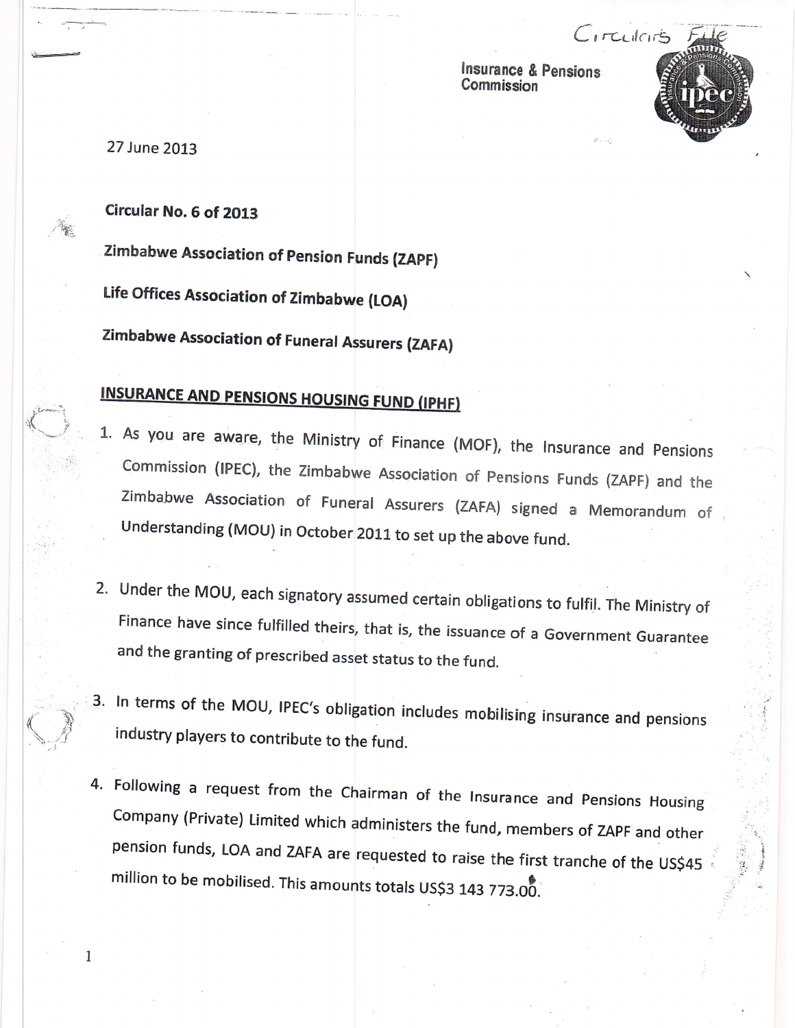Circulars File

Insurance & Pensions Commission

27 June 2013

**Circular No. 6 of 2013**

**Zimbabwe Association of Pension Funds (ZAPF)**

**Life Offices Association of Zimbabwe (LOA)**

**Zimbabwe Association of Funeral Assurers (ZAFA)**

**INSURANCE AND PENSIONS HOUSING FUND (IPHF)**

1. As you are aware, the Ministry of Finance (MOF), the Insurance and Pensions Commission (IPEC), the Zimbabwe Association of Pensions Funds (ZAPF) and the Zimbabwe Association of Funeral Assurers (ZAFA) signed a Memorandum of Understanding (MOU) in October 2011 to set up the above fund.

2. Under the MOU, each signatory assumed certain obligations to fulfil. The Ministry of Finance have since fulfilled theirs, that is, the issuance of a Government Guarantee and the granting of prescribed asset status to the fund.

3. In terms of the MOU, IPEC's obligation includes mobilising insurance and pensions industry players to contribute to the fund.

4. Following a request from the Chairman of the Insurance and Pensions Housing Company (Private) Limited which administers the fund, members of ZAPF and other pension funds, LOA and ZAFA are requested to raise the first tranche of the US$45 million to be mobilised. This amounts totals US$3 143 773.00.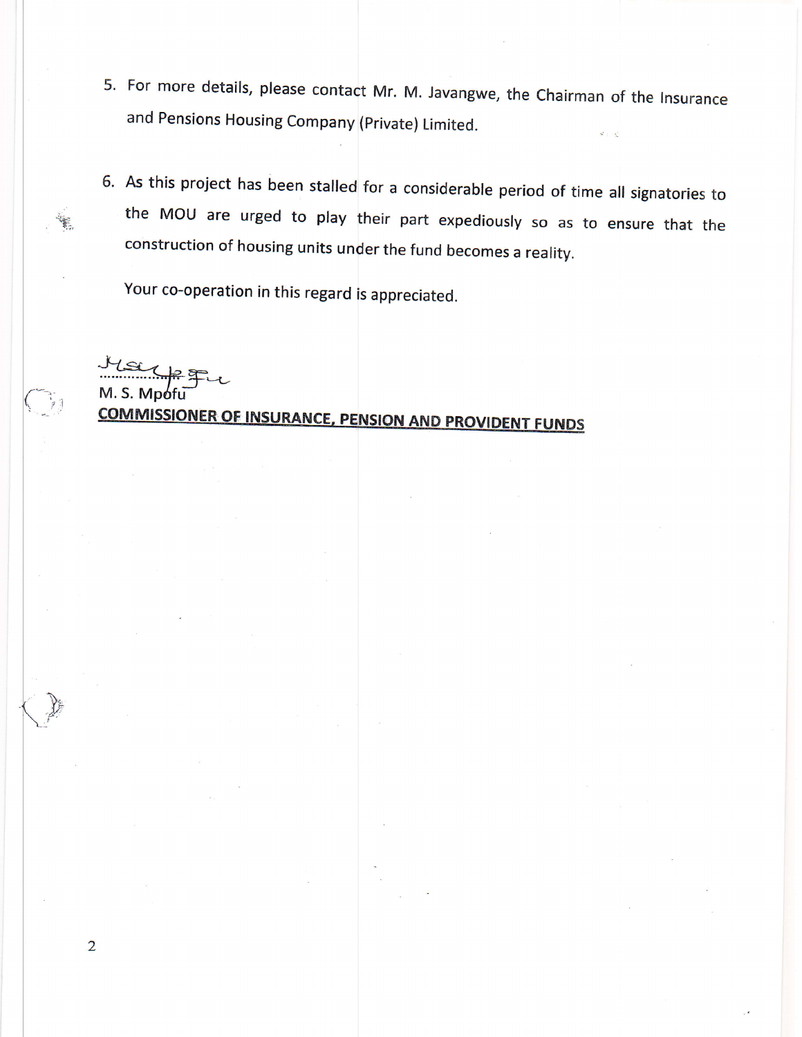5. For more details, please contact Mr. M. Javangwe, the Chairman of the Insurance and Pensions Housing Company (Private) Limited.

6. As this project has been stalled for a considerable period of time all signatories to the MOU are urged to play their part expediously so as to ensure that the construction of housing units under the fund becomes a reality.

Your co-operation in this regard is appreciated.

M. S. Mpofu

**COMMISSIONER OF INSURANCE, PENSION AND PROVIDENT FUNDS**